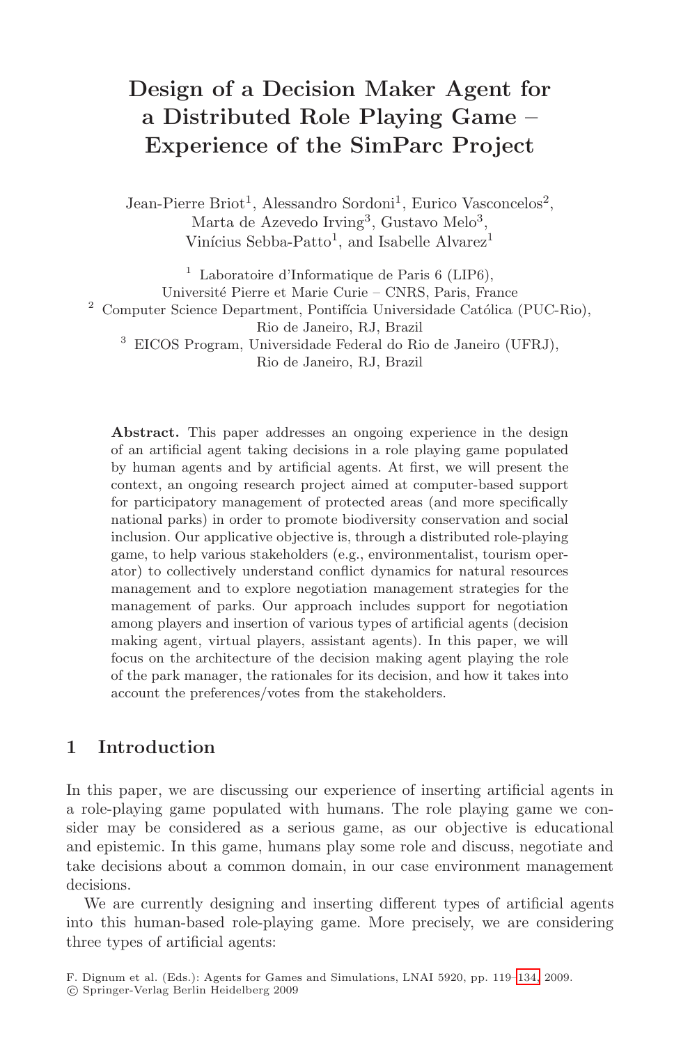# Design of a Decision Maker Agent for a Distributed Role Playing Game – Experience of the SimParc Project

Jean-Pierre Briot[1], Alessandro Sordoni[1], Eurico Vasconcelos[2], Marta de Azevedo Irving[3], Gustavo Melo[3], Vinícius Sebba-Patto[1], and Isabelle Alvarez[1]

[1] Laboratoire d'Informatique de Paris 6 (LIP6), Université Pierre et Marie Curie – CNRS, Paris, France

[2] Computer Science Department, Pontifícia Universidade Católica (PUC-Rio), Rio de Janeiro, RJ, Brazil

[3] EICOS Program, Universidade Federal do Rio de Janeiro (UFRJ), Rio de Janeiro, RJ, Brazil

**Abstract.** This paper addresses an ongoing experience in the design of an artificial agent taking decisions in a role playing game populated by human agents and by artificial agents. At first, we will present the context, an ongoing research project aimed at computer-based support for participatory management of protected areas (and more specifically national parks) in order to promote biodiversity conservation and social inclusion. Our applicative objective is, through a distributed role-playing game, to help various stakeholders (e.g., environmentalist, tourism operator) to collectively understand conflict dynamics for natural resources management and to explore negotiation management strategies for the management of parks. Our approach includes support for negotiation among players and insertion of various types of artificial agents (decision making agent, virtual players, assistant agents). In this paper, we will focus on the architecture of the decision making agent playing the role of the park manager, the rationales for its decision, and how it takes into account the preferences/votes from the stakeholders.

## 1 Introduction

In this paper, we are discussing our experience of inserting artificial agents in a role-playing game populated with humans. The role playing game we consider may be considered as a serious game, as our objective is educational and epistemic. In this game, humans play some role and discuss, negotiate and take decisions about a common domain, in our case environment management decisions.

We are currently designing and inserting different types of artificial agents into this human-based role-playing game. More precisely, we are considering three types of artificial agents:

F. Dignum et al. (Eds.): Agents for Games and Simulations, LNAI 5920, pp. 119–134, 2009.
© Springer-Verlag Berlin Heidelberg 2009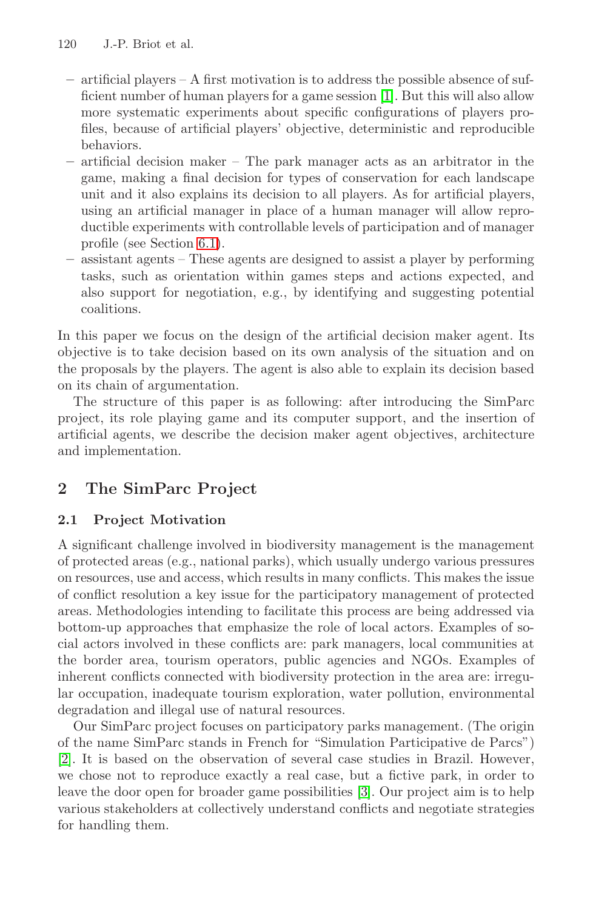- artificial players – A first motivation is to address the possible absence of sufficient number of human players for a game session [1]. But this will also allow more systematic experiments about specific configurations of players profiles, because of artificial players' objective, deterministic and reproducible behaviors.
- artificial decision maker – The park manager acts as an arbitrator in the game, making a final decision for types of conservation for each landscape unit and it also explains its decision to all players. As for artificial players, using an artificial manager in place of a human manager will allow reproductible experiments with controllable levels of participation and of manager profile (see Section 6.1).
- assistant agents – These agents are designed to assist a player by performing tasks, such as orientation within games steps and actions expected, and also support for negotiation, e.g., by identifying and suggesting potential coalitions.

In this paper we focus on the design of the artificial decision maker agent. Its objective is to take decision based on its own analysis of the situation and on the proposals by the players. The agent is also able to explain its decision based on its chain of argumentation.

The structure of this paper is as following: after introducing the SimParc project, its role playing game and its computer support, and the insertion of artificial agents, we describe the decision maker agent objectives, architecture and implementation.

## 2 The SimParc Project

### 2.1 Project Motivation

A significant challenge involved in biodiversity management is the management of protected areas (e.g., national parks), which usually undergo various pressures on resources, use and access, which results in many conflicts. This makes the issue of conflict resolution a key issue for the participatory management of protected areas. Methodologies intending to facilitate this process are being addressed via bottom-up approaches that emphasize the role of local actors. Examples of social actors involved in these conflicts are: park managers, local communities at the border area, tourism operators, public agencies and NGOs. Examples of inherent conflicts connected with biodiversity protection in the area are: irregular occupation, inadequate tourism exploration, water pollution, environmental degradation and illegal use of natural resources.

Our SimParc project focuses on participatory parks management. (The origin of the name SimParc stands in French for "Simulation Participative de Parcs") [2]. It is based on the observation of several case studies in Brazil. However, we chose not to reproduce exactly a real case, but a fictive park, in order to leave the door open for broader game possibilities [3]. Our project aim is to help various stakeholders at collectively understand conflicts and negotiate strategies for handling them.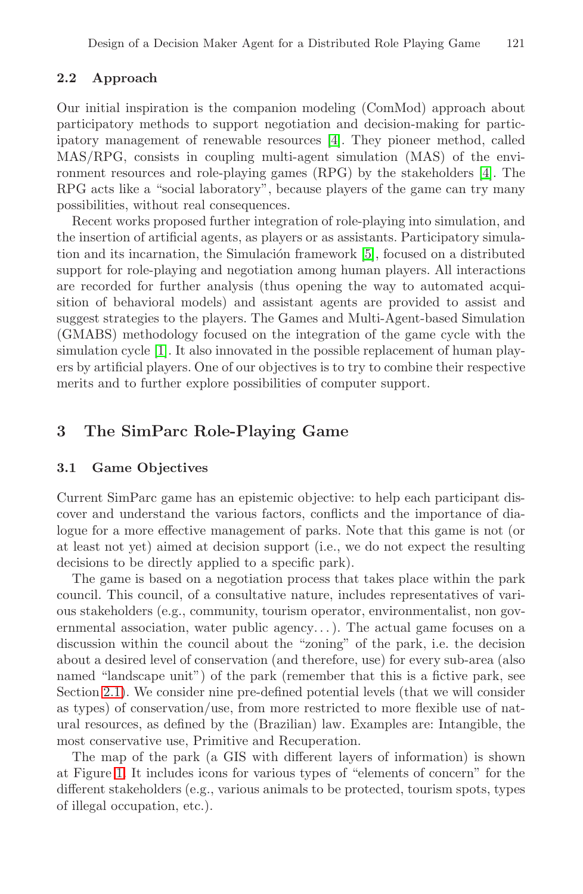### 2.2 Approach

Our initial inspiration is the companion modeling (ComMod) approach about participatory methods to support negotiation and decision-making for participatory management of renewable resources [4]. They pioneer method, called MAS/RPG, consists in coupling multi-agent simulation (MAS) of the environment resources and role-playing games (RPG) by the stakeholders [4]. The RPG acts like a "social laboratory", because players of the game can try many possibilities, without real consequences.

Recent works proposed further integration of role-playing into simulation, and the insertion of artificial agents, as players or as assistants. Participatory simulation and its incarnation, the Simulación framework [5], focused on a distributed support for role-playing and negotiation among human players. All interactions are recorded for further analysis (thus opening the way to automated acquisition of behavioral models) and assistant agents are provided to assist and suggest strategies to the players. The Games and Multi-Agent-based Simulation (GMABS) methodology focused on the integration of the game cycle with the simulation cycle [1]. It also innovated in the possible replacement of human players by artificial players. One of our objectives is to try to combine their respective merits and to further explore possibilities of computer support.

## 3 The SimParc Role-Playing Game

### 3.1 Game Objectives

Current SimParc game has an epistemic objective: to help each participant discover and understand the various factors, conflicts and the importance of dialogue for a more effective management of parks. Note that this game is not (or at least not yet) aimed at decision support (i.e., we do not expect the resulting decisions to be directly applied to a specific park).

The game is based on a negotiation process that takes place within the park council. This council, of a consultative nature, includes representatives of various stakeholders (e.g., community, tourism operator, environmentalist, non governmental association, water public agency...). The actual game focuses on a discussion within the council about the "zoning" of the park, i.e. the decision about a desired level of conservation (and therefore, use) for every sub-area (also named "landscape unit") of the park (remember that this is a fictive park, see Section 2.1). We consider nine pre-defined potential levels (that we will consider as types) of conservation/use, from more restricted to more flexible use of natural resources, as defined by the (Brazilian) law. Examples are: Intangible, the most conservative use, Primitive and Recuperation.

The map of the park (a GIS with different layers of information) is shown at Figure 1. It includes icons for various types of "elements of concern" for the different stakeholders (e.g., various animals to be protected, tourism spots, types of illegal occupation, etc.).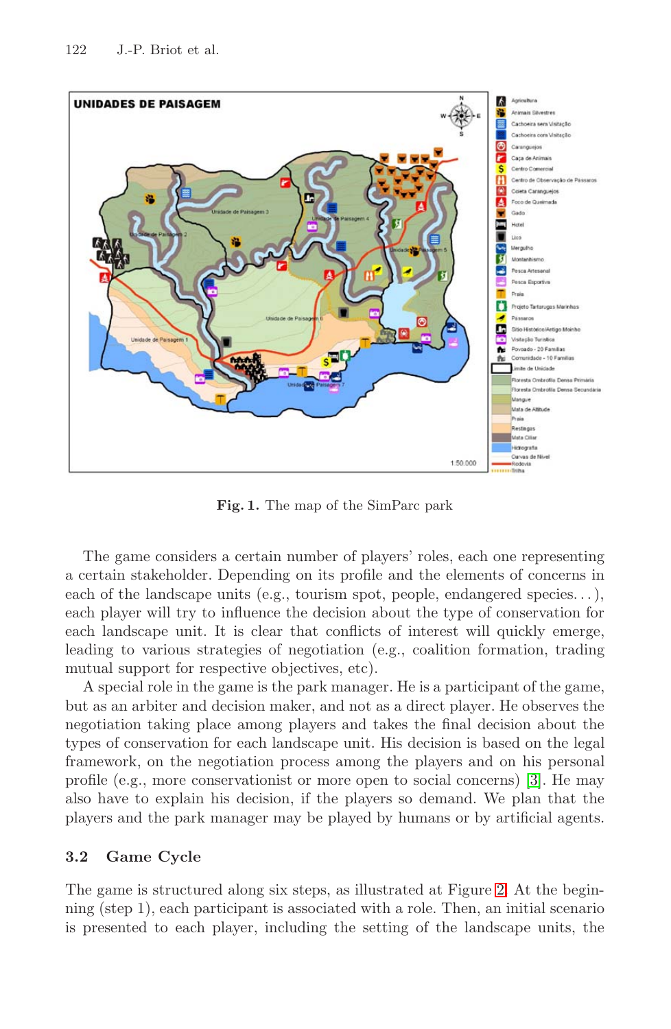Fig. 1. The map of the SimParc park

The game considers a certain number of players' roles, each one representing a certain stakeholder. Depending on its profile and the elements of concerns in each of the landscape units (e.g., tourism spot, people, endangered species...), each player will try to influence the decision about the type of conservation for each landscape unit. It is clear that conflicts of interest will quickly emerge, leading to various strategies of negotiation (e.g., coalition formation, trading mutual support for respective objectives, etc).

A special role in the game is the park manager. He is a participant of the game, but as an arbiter and decision maker, and not as a direct player. He observes the negotiation taking place among players and takes the final decision about the types of conservation for each landscape unit. His decision is based on the legal framework, on the negotiation process among the players and on his personal profile (e.g., more conservationist or more open to social concerns) [3]. He may also have to explain his decision, if the players so demand. We plan that the players and the park manager may be played by humans or by artificial agents.

### 3.2 Game Cycle

The game is structured along six steps, as illustrated at Figure 2. At the beginning (step 1), each participant is associated with a role. Then, an initial scenario is presented to each player, including the setting of the landscape units, the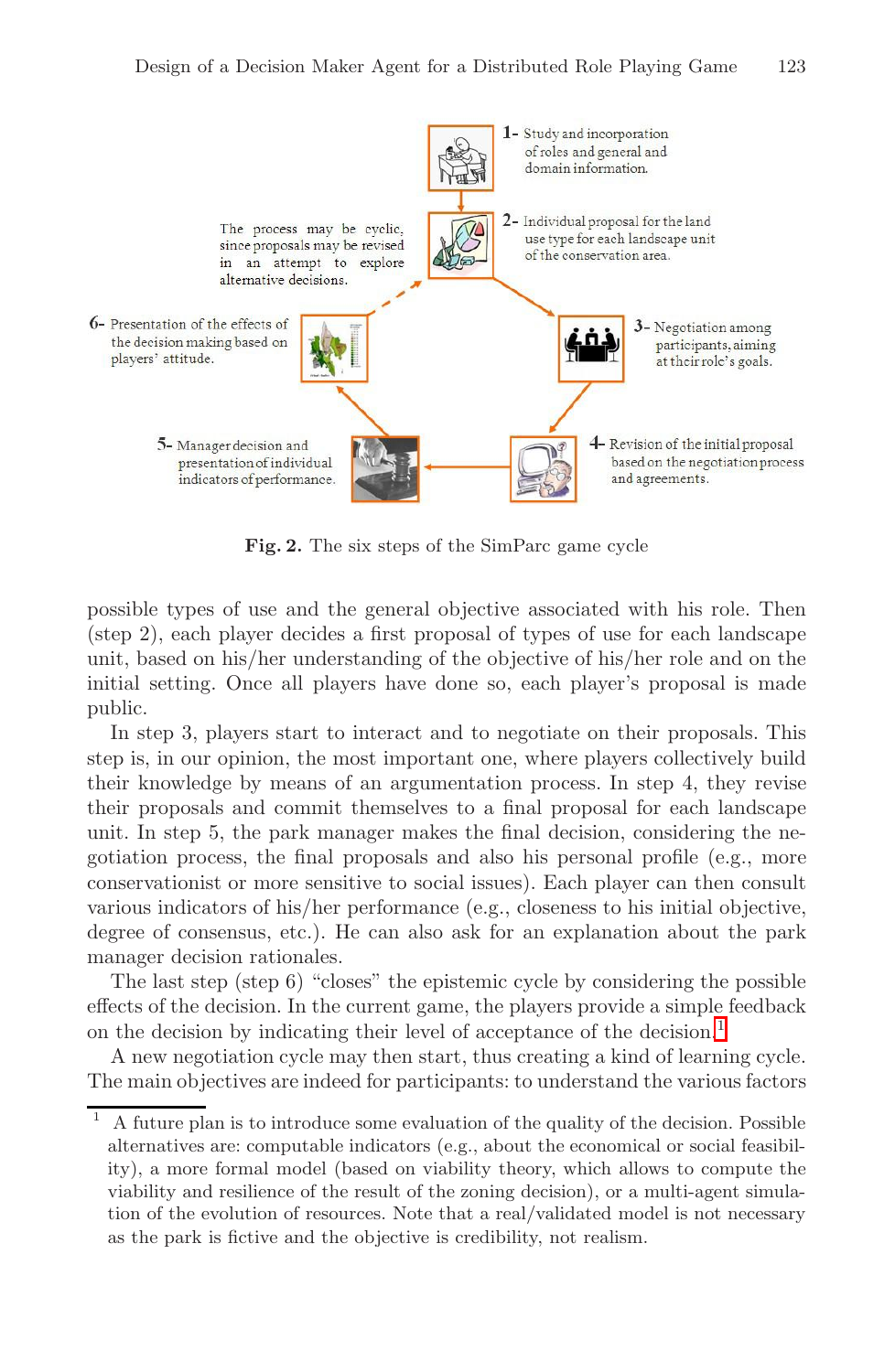1- Study and incorporation of roles and general and domain information.

2- Individual proposal for the land use type for each landscape unit of the conservation area.

3- Negotiation among participants, aiming at their role's goals.

4- Revision of the initial proposal based on the negotiation process and agreements.

5- Manager decision and presentation of individual indicators of performance.

6- Presentation of the effects of the decision making based on players' attitude.

The process may be cyclic, since proposals may be revised in an attempt to explore alternative decisions.

**Fig. 2.** The six steps of the SimParc game cycle

possible types of use and the general objective associated with his role. Then (step 2), each player decides a first proposal of types of use for each landscape unit, based on his/her understanding of the objective of his/her role and on the initial setting. Once all players have done so, each player's proposal is made public.

In step 3, players start to interact and to negotiate on their proposals. This step is, in our opinion, the most important one, where players collectively build their knowledge by means of an argumentation process. In step 4, they revise their proposals and commit themselves to a final proposal for each landscape unit. In step 5, the park manager makes the final decision, considering the negotiation process, the final proposals and also his personal profile (e.g., more conservationist or more sensitive to social issues). Each player can then consult various indicators of his/her performance (e.g., closeness to his initial objective, degree of consensus, etc.). He can also ask for an explanation about the park manager decision rationales.

The last step (step 6) "closes" the epistemic cycle by considering the possible effects of the decision. In the current game, the players provide a simple feedback on the decision by indicating their level of acceptance of the decision.[1]

A new negotiation cycle may then start, thus creating a kind of learning cycle. The main objectives are indeed for participants: to understand the various factors

---

[1] A future plan is to introduce some evaluation of the quality of the decision. Possible alternatives are: computable indicators (e.g., about the economical or social feasibility), a more formal model (based on viability theory, which allows to compute the viability and resilience of the result of the zoning decision), or a multi-agent simulation of the evolution of resources. Note that a real/validated model is not necessary as the park is fictive and the objective is credibility, not realism.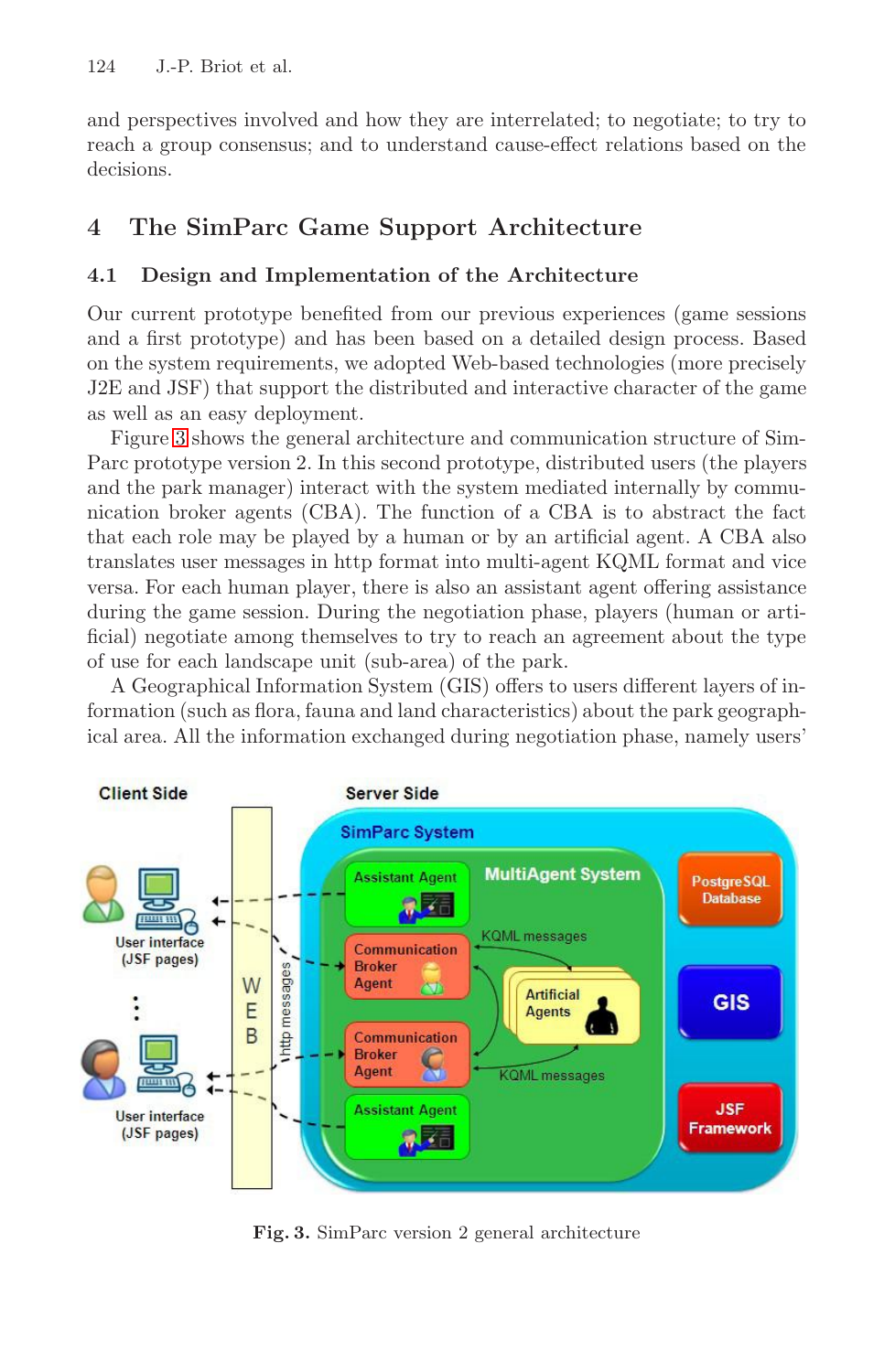and perspectives involved and how they are interrelated; to negotiate; to try to reach a group consensus; and to understand cause-effect relations based on the decisions.

## 4 The SimParc Game Support Architecture

### 4.1 Design and Implementation of the Architecture

Our current prototype benefited from our previous experiences (game sessions and a first prototype) and has been based on a detailed design process. Based on the system requirements, we adopted Web-based technologies (more precisely J2E and JSF) that support the distributed and interactive character of the game as well as an easy deployment.

Figure 3 shows the general architecture and communication structure of SimParc prototype version 2. In this second prototype, distributed users (the players and the park manager) interact with the system mediated internally by communication broker agents (CBA). The function of a CBA is to abstract the fact that each role may be played by a human or by an artificial agent. A CBA also translates user messages in http format into multi-agent KQML format and vice versa. For each human player, there is also an assistant agent offering assistance during the game session. During the negotiation phase, players (human or artificial) negotiate among themselves to try to reach an agreement about the type of use for each landscape unit (sub-area) of the park.

A Geographical Information System (GIS) offers to users different layers of information (such as flora, fauna and land characteristics) about the park geographical area. All the information exchanged during negotiation phase, namely users'

**Fig. 3.** SimParc version 2 general architecture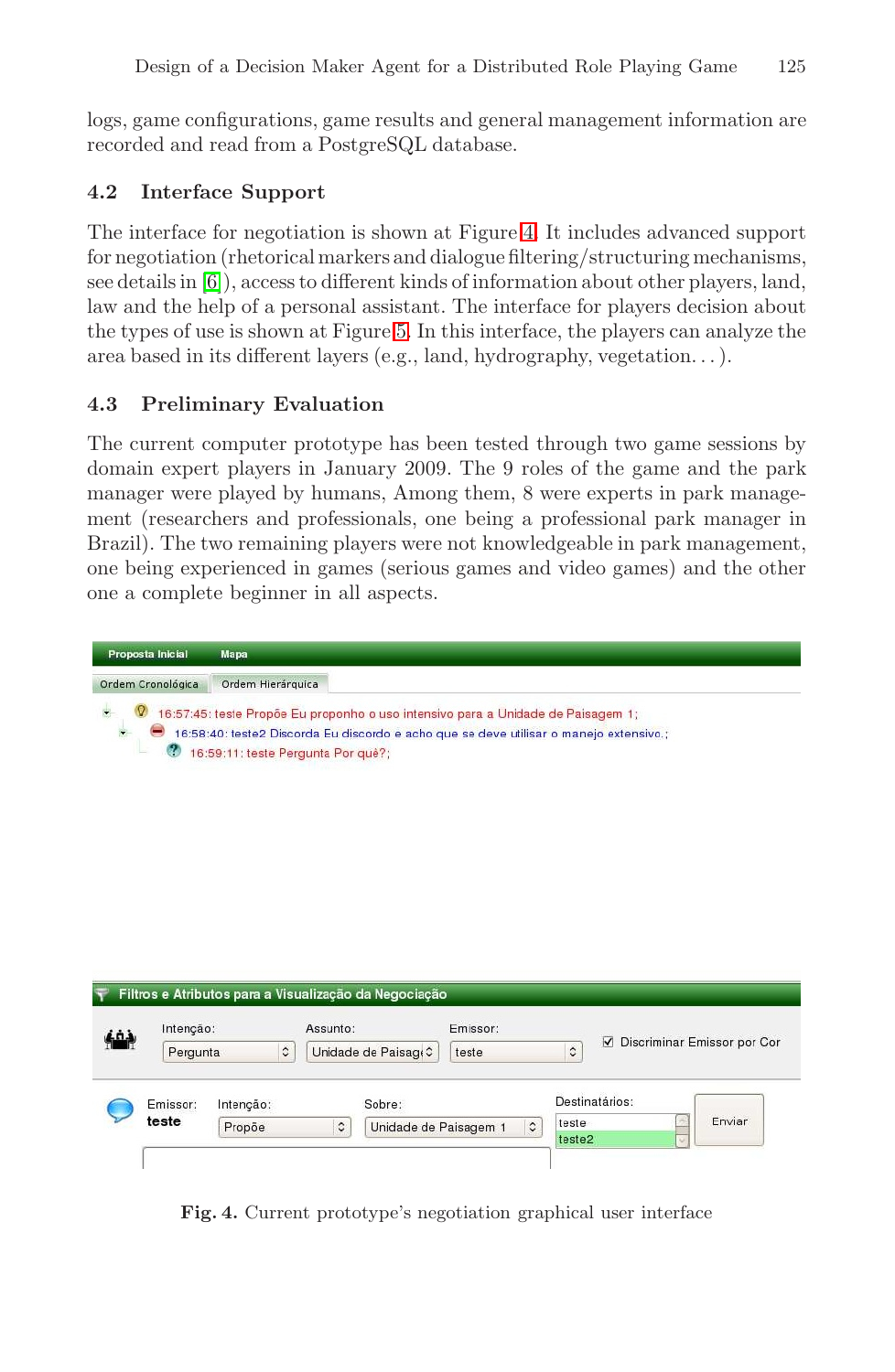logs, game configurations, game results and general management information are recorded and read from a PostgreSQL database.

### 4.2 Interface Support

The interface for negotiation is shown at Figure 4. It includes advanced support for negotiation (rhetorical markers and dialogue filtering/structuring mechanisms, see details in [6]), access to different kinds of information about other players, land, law and the help of a personal assistant. The interface for players decision about the types of use is shown at Figure 5. In this interface, the players can analyze the area based in its different layers (e.g., land, hydrography, vegetation. . . ).

### 4.3 Preliminary Evaluation

The current computer prototype has been tested through two game sessions by domain expert players in January 2009. The 9 roles of the game and the park manager were played by humans, Among them, 8 were experts in park management (researchers and professionals, one being a professional park manager in Brazil). The two remaining players were not knowledgeable in park management, one being experienced in games (serious games and video games) and the other one a complete beginner in all aspects.

**Fig. 4.** Current prototype's negotiation graphical user interface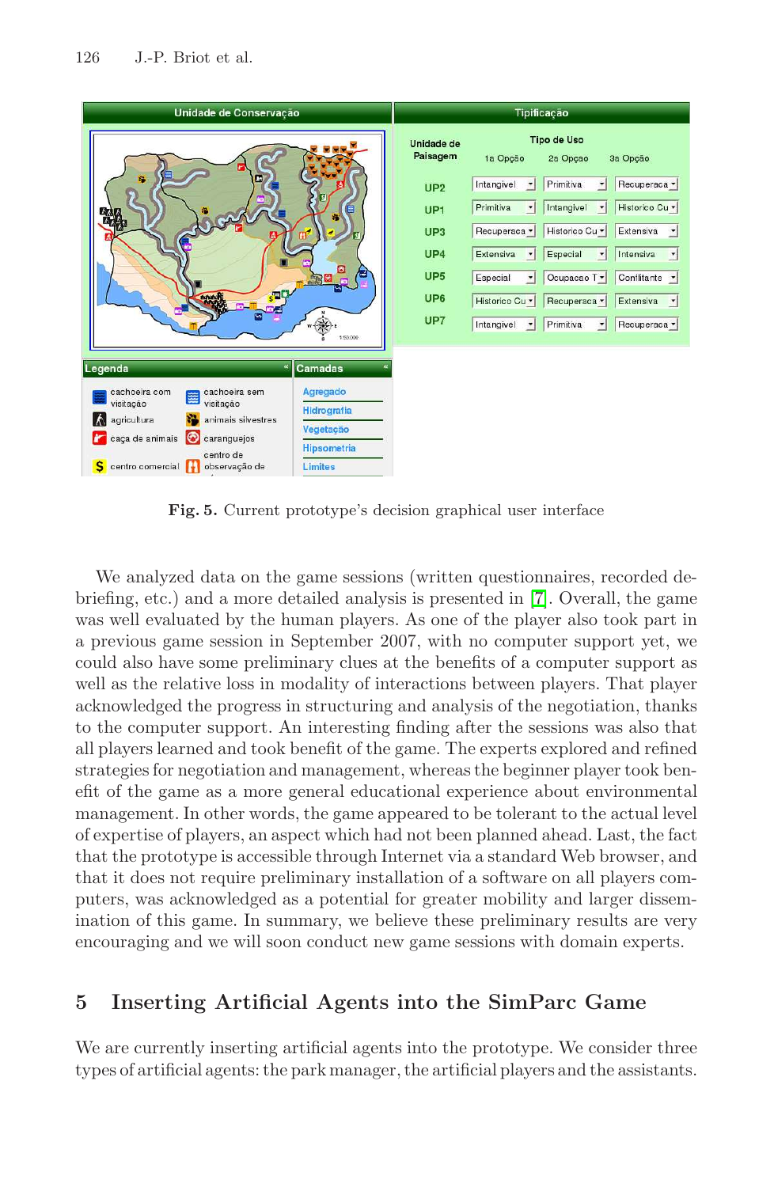**Fig. 5.** Current prototype's decision graphical user interface

We analyzed data on the game sessions (written questionnaires, recorded debriefing, etc.) and a more detailed analysis is presented in [7]. Overall, the game was well evaluated by the human players. As one of the player also took part in a previous game session in September 2007, with no computer support yet, we could also have some preliminary clues at the benefits of a computer support as well as the relative loss in modality of interactions between players. That player acknowledged the progress in structuring and analysis of the negotiation, thanks to the computer support. An interesting finding after the sessions was also that all players learned and took benefit of the game. The experts explored and refined strategies for negotiation and management, whereas the beginner player took benefit of the game as a more general educational experience about environmental management. In other words, the game appeared to be tolerant to the actual level of expertise of players, an aspect which had not been planned ahead. Last, the fact that the prototype is accessible through Internet via a standard Web browser, and that it does not require preliminary installation of a software on all players computers, was acknowledged as a potential for greater mobility and larger dissemination of this game. In summary, we believe these preliminary results are very encouraging and we will soon conduct new game sessions with domain experts.

## 5 Inserting Artificial Agents into the SimParc Game

We are currently inserting artificial agents into the prototype. We consider three types of artificial agents: the park manager, the artificial players and the assistants.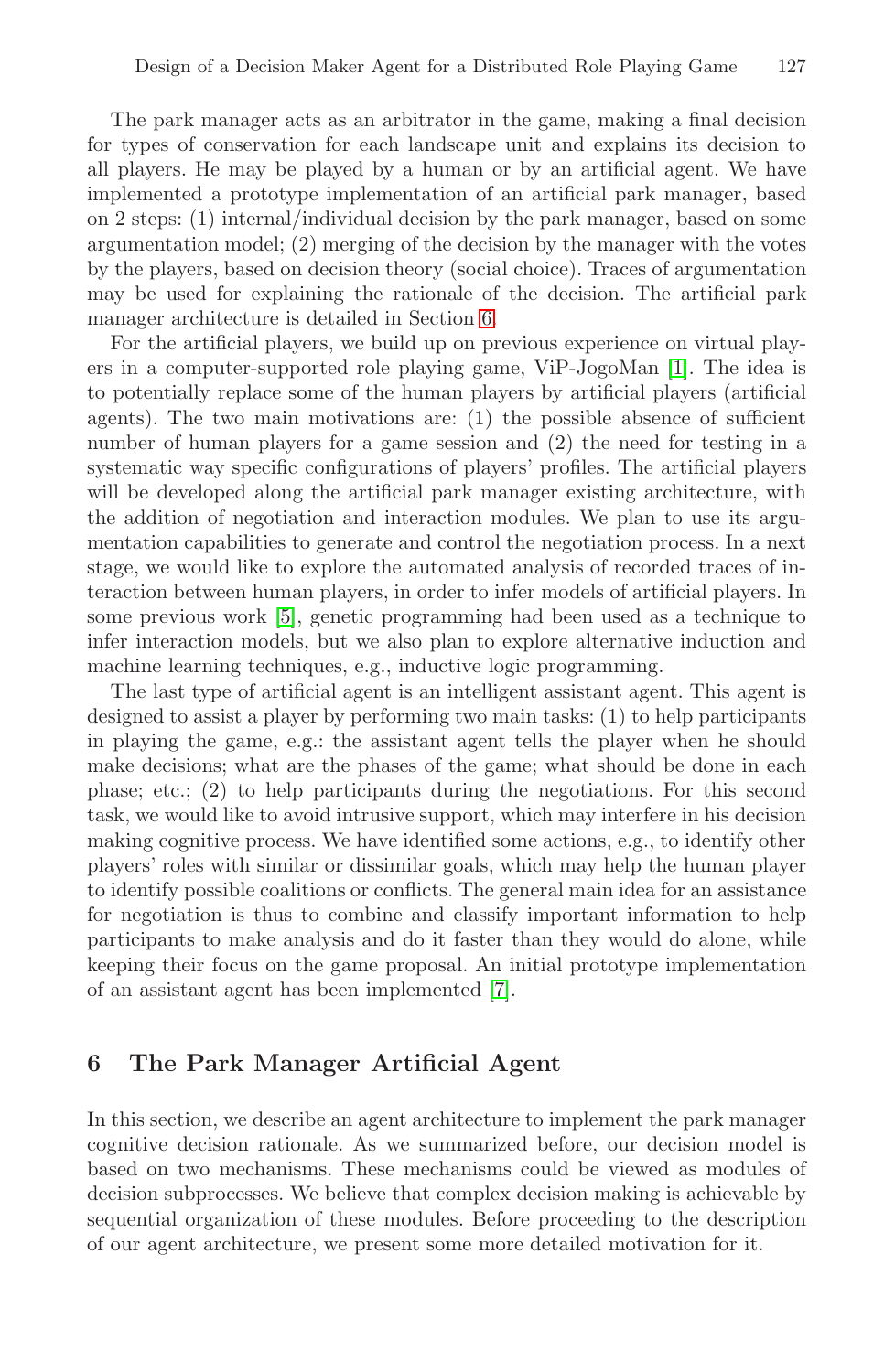The park manager acts as an arbitrator in the game, making a final decision for types of conservation for each landscape unit and explains its decision to all players. He may be played by a human or by an artificial agent. We have implemented a prototype implementation of an artificial park manager, based on 2 steps: (1) internal/individual decision by the park manager, based on some argumentation model; (2) merging of the decision by the manager with the votes by the players, based on decision theory (social choice). Traces of argumentation may be used for explaining the rationale of the decision. The artificial park manager architecture is detailed in Section 6.

For the artificial players, we build up on previous experience on virtual players in a computer-supported role playing game, ViP-JogoMan [1]. The idea is to potentially replace some of the human players by artificial players (artificial agents). The two main motivations are: (1) the possible absence of sufficient number of human players for a game session and (2) the need for testing in a systematic way specific configurations of players' profiles. The artificial players will be developed along the artificial park manager existing architecture, with the addition of negotiation and interaction modules. We plan to use its argumentation capabilities to generate and control the negotiation process. In a next stage, we would like to explore the automated analysis of recorded traces of interaction between human players, in order to infer models of artificial players. In some previous work [5], genetic programming had been used as a technique to infer interaction models, but we also plan to explore alternative induction and machine learning techniques, e.g., inductive logic programming.

The last type of artificial agent is an intelligent assistant agent. This agent is designed to assist a player by performing two main tasks: (1) to help participants in playing the game, e.g.: the assistant agent tells the player when he should make decisions; what are the phases of the game; what should be done in each phase; etc.; (2) to help participants during the negotiations. For this second task, we would like to avoid intrusive support, which may interfere in his decision making cognitive process. We have identified some actions, e.g., to identify other players' roles with similar or dissimilar goals, which may help the human player to identify possible coalitions or conflicts. The general main idea for an assistance for negotiation is thus to combine and classify important information to help participants to make analysis and do it faster than they would do alone, while keeping their focus on the game proposal. An initial prototype implementation of an assistant agent has been implemented [7].

## 6 The Park Manager Artificial Agent

In this section, we describe an agent architecture to implement the park manager cognitive decision rationale. As we summarized before, our decision model is based on two mechanisms. These mechanisms could be viewed as modules of decision subprocesses. We believe that complex decision making is achievable by sequential organization of these modules. Before proceeding to the description of our agent architecture, we present some more detailed motivation for it.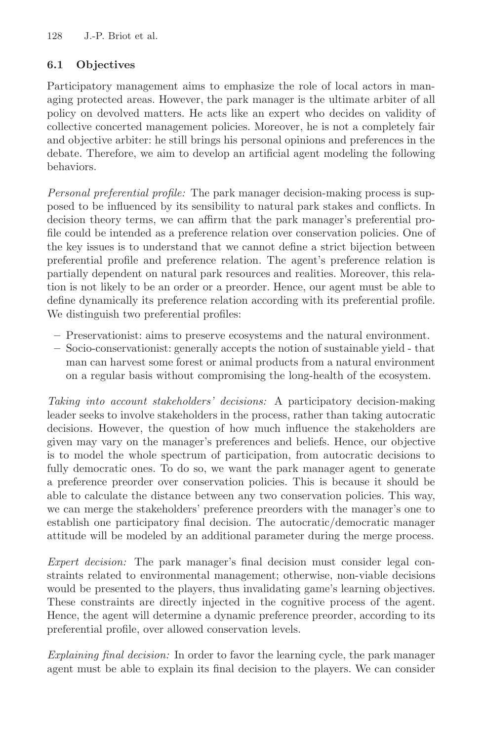### 6.1 Objectives

Participatory management aims to emphasize the role of local actors in managing protected areas. However, the park manager is the ultimate arbiter of all policy on devolved matters. He acts like an expert who decides on validity of collective concerted management policies. Moreover, he is not a completely fair and objective arbiter: he still brings his personal opinions and preferences in the debate. Therefore, we aim to develop an artificial agent modeling the following behaviors.

*Personal preferential profile:* The park manager decision-making process is supposed to be influenced by its sensibility to natural park stakes and conflicts. In decision theory terms, we can affirm that the park manager's preferential profile could be intended as a preference relation over conservation policies. One of the key issues is to understand that we cannot define a strict bijection between preferential profile and preference relation. The agent's preference relation is partially dependent on natural park resources and realities. Moreover, this relation is not likely to be an order or a preorder. Hence, our agent must be able to define dynamically its preference relation according with its preferential profile. We distinguish two preferential profiles:

- Preservationist: aims to preserve ecosystems and the natural environment.
- Socio-conservationist: generally accepts the notion of sustainable yield - that man can harvest some forest or animal products from a natural environment on a regular basis without compromising the long-health of the ecosystem.

*Taking into account stakeholders' decisions:* A participatory decision-making leader seeks to involve stakeholders in the process, rather than taking autocratic decisions. However, the question of how much influence the stakeholders are given may vary on the manager's preferences and beliefs. Hence, our objective is to model the whole spectrum of participation, from autocratic decisions to fully democratic ones. To do so, we want the park manager agent to generate a preference preorder over conservation policies. This is because it should be able to calculate the distance between any two conservation policies. This way, we can merge the stakeholders' preference preorders with the manager's one to establish one participatory final decision. The autocratic/democratic manager attitude will be modeled by an additional parameter during the merge process.

*Expert decision:* The park manager's final decision must consider legal constraints related to environmental management; otherwise, non-viable decisions would be presented to the players, thus invalidating game's learning objectives. These constraints are directly injected in the cognitive process of the agent. Hence, the agent will determine a dynamic preference preorder, according to its preferential profile, over allowed conservation levels.

*Explaining final decision:* In order to favor the learning cycle, the park manager agent must be able to explain its final decision to the players. We can consider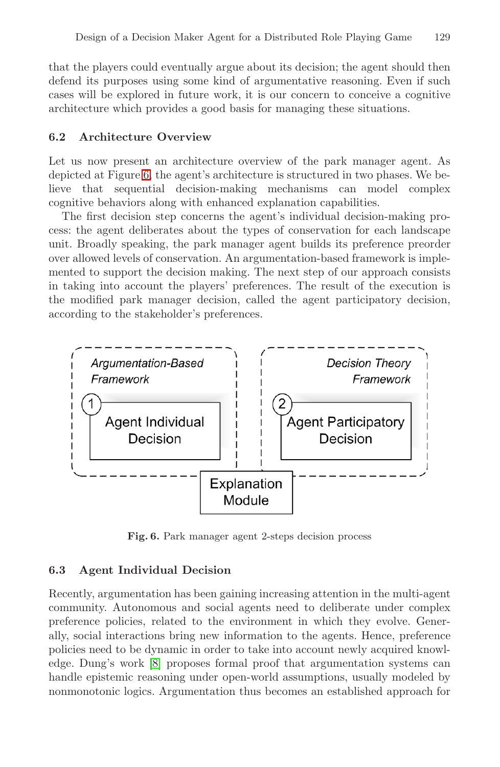that the players could eventually argue about its decision; the agent should then defend its purposes using some kind of argumentative reasoning. Even if such cases will be explored in future work, it is our concern to conceive a cognitive architecture which provides a good basis for managing these situations.

### 6.2 Architecture Overview

Let us now present an architecture overview of the park manager agent. As depicted at Figure 6, the agent's architecture is structured in two phases. We believe that sequential decision-making mechanisms can model complex cognitive behaviors along with enhanced explanation capabilities.

The first decision step concerns the agent's individual decision-making process: the agent deliberates about the types of conservation for each landscape unit. Broadly speaking, the park manager agent builds its preference preorder over allowed levels of conservation. An argumentation-based framework is implemented to support the decision making. The next step of our approach consists in taking into account the players' preferences. The result of the execution is the modified park manager decision, called the agent participatory decision, according to the stakeholder's preferences.

*Argumentation-Based Framework*

1 Agent Individual Decision

*Decision Theory Framework*

2 Agent Participatory Decision

Explanation Module

**Fig. 6.** Park manager agent 2-steps decision process

### 6.3 Agent Individual Decision

Recently, argumentation has been gaining increasing attention in the multi-agent community. Autonomous and social agents need to deliberate under complex preference policies, related to the environment in which they evolve. Generally, social interactions bring new information to the agents. Hence, preference policies need to be dynamic in order to take into account newly acquired knowledge. Dung's work [8] proposes formal proof that argumentation systems can handle epistemic reasoning under open-world assumptions, usually modeled by nonmonotonic logics. Argumentation thus becomes an established approach for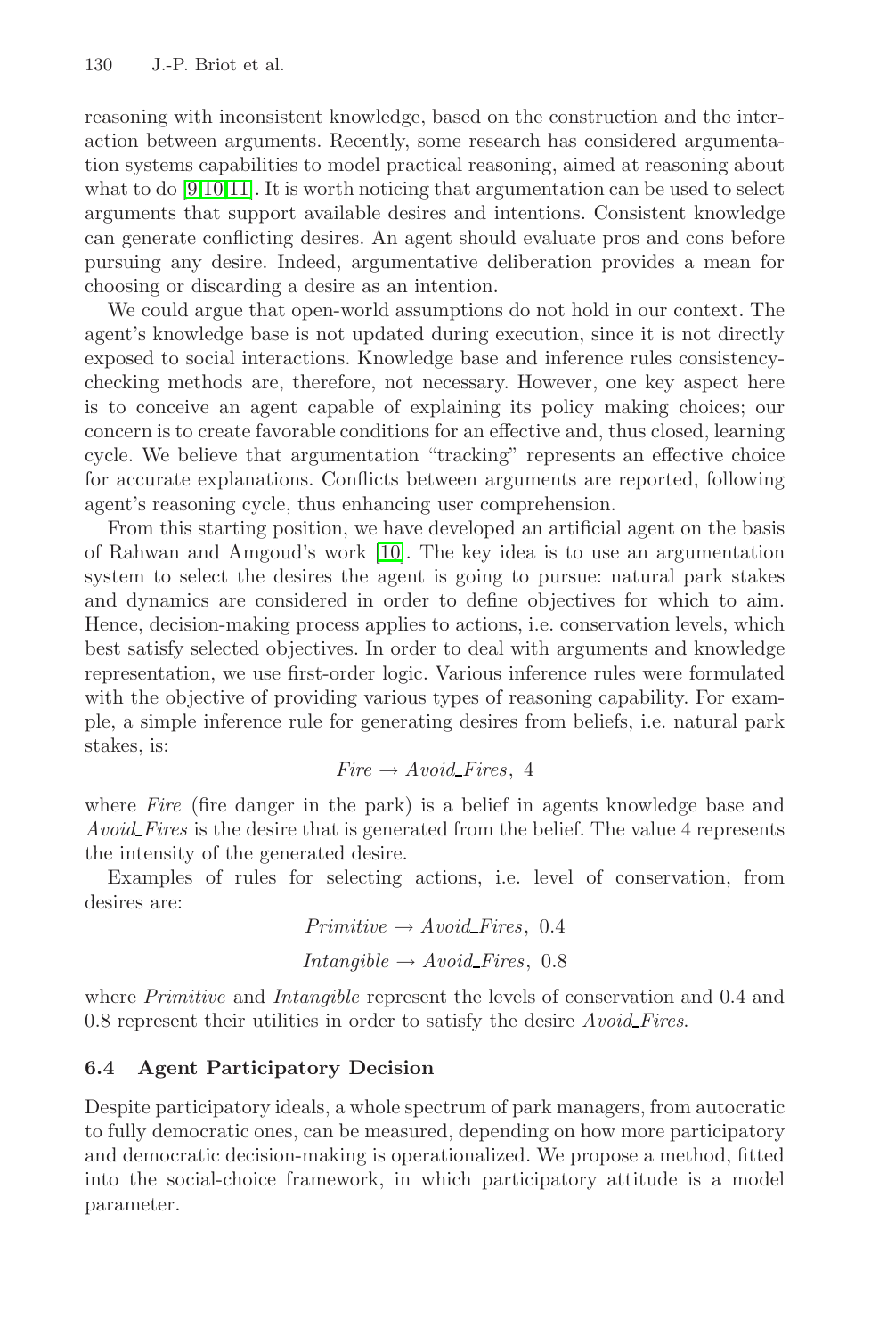reasoning with inconsistent knowledge, based on the construction and the interaction between arguments. Recently, some research has considered argumentation systems capabilities to model practical reasoning, aimed at reasoning about what to do [9,10,11]. It is worth noticing that argumentation can be used to select arguments that support available desires and intentions. Consistent knowledge can generate conflicting desires. An agent should evaluate pros and cons before pursuing any desire. Indeed, argumentative deliberation provides a mean for choosing or discarding a desire as an intention.

We could argue that open-world assumptions do not hold in our context. The agent's knowledge base is not updated during execution, since it is not directly exposed to social interactions. Knowledge base and inference rules consistency-checking methods are, therefore, not necessary. However, one key aspect here is to conceive an agent capable of explaining its policy making choices; our concern is to create favorable conditions for an effective and, thus closed, learning cycle. We believe that argumentation "tracking" represents an effective choice for accurate explanations. Conflicts between arguments are reported, following agent's reasoning cycle, thus enhancing user comprehension.

From this starting position, we have developed an artificial agent on the basis of Rahwan and Amgoud's work [10]. The key idea is to use an argumentation system to select the desires the agent is going to pursue: natural park stakes and dynamics are considered in order to define objectives for which to aim. Hence, decision-making process applies to actions, i.e. conservation levels, which best satisfy selected objectives. In order to deal with arguments and knowledge representation, we use first-order logic. Various inference rules were formulated with the objective of providing various types of reasoning capability. For example, a simple inference rule for generating desires from beliefs, i.e. natural park stakes, is:

$$Fire \rightarrow Avoid\_Fires,\ 4$$

where *Fire* (fire danger in the park) is a belief in agents knowledge base and *Avoid_Fires* is the desire that is generated from the belief. The value 4 represents the intensity of the generated desire.

Examples of rules for selecting actions, i.e. level of conservation, from desires are:

$$Primitive \rightarrow Avoid\_Fires,\ 0.4$$

$$Intangible \rightarrow Avoid\_Fires,\ 0.8$$

where *Primitive* and *Intangible* represent the levels of conservation and 0.4 and 0.8 represent their utilities in order to satisfy the desire *Avoid_Fires*.

### 6.4 Agent Participatory Decision

Despite participatory ideals, a whole spectrum of park managers, from autocratic to fully democratic ones, can be measured, depending on how more participatory and democratic decision-making is operationalized. We propose a method, fitted into the social-choice framework, in which participatory attitude is a model parameter.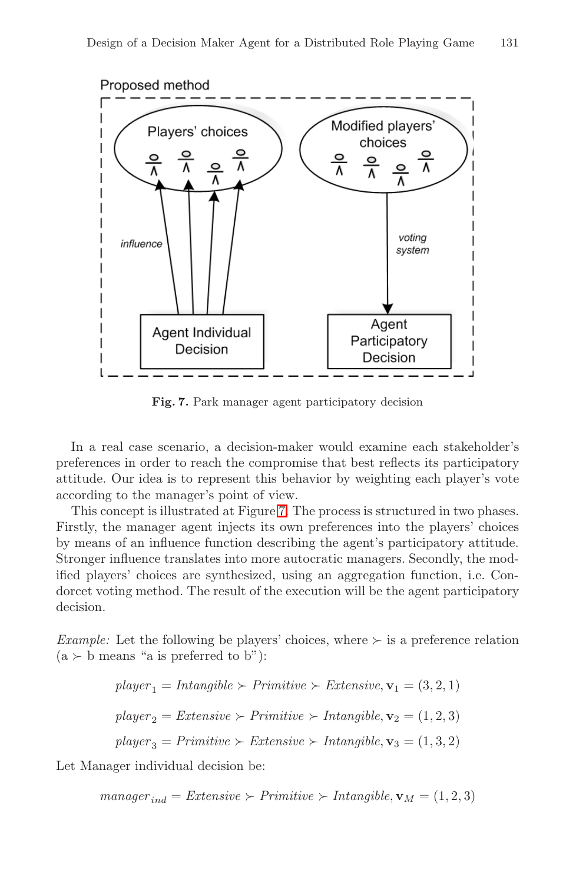Fig. 7. Park manager agent participatory decision

In a real case scenario, a decision-maker would examine each stakeholder's preferences in order to reach the compromise that best reflects its participatory attitude. Our idea is to represent this behavior by weighting each player's vote according to the manager's point of view.

This concept is illustrated at Figure 7. The process is structured in two phases. Firstly, the manager agent injects its own preferences into the players' choices by means of an influence function describing the agent's participatory attitude. Stronger influence translates into more autocratic managers. Secondly, the modified players' choices are synthesized, using an aggregation function, i.e. Condorcet voting method. The result of the execution will be the agent participatory decision.

*Example:* Let the following be players' choices, where $\succ$ is a preference relation (a $\succ$ b means "a is preferred to b"):

$$player_1 = Intangible \succ Primitive \succ Extensive, \mathbf{v}_1 = (3, 2, 1)$$

$$player_2 = Extensive \succ Primitive \succ Intangible, \mathbf{v}_2 = (1, 2, 3)$$

$$player_3 = Primitive \succ Extensive \succ Intangible, \mathbf{v}_3 = (1, 3, 2)$$

Let Manager individual decision be:

$$manager_{ind} = Extensive \succ Primitive \succ Intangible, \mathbf{v}_M = (1, 2, 3)$$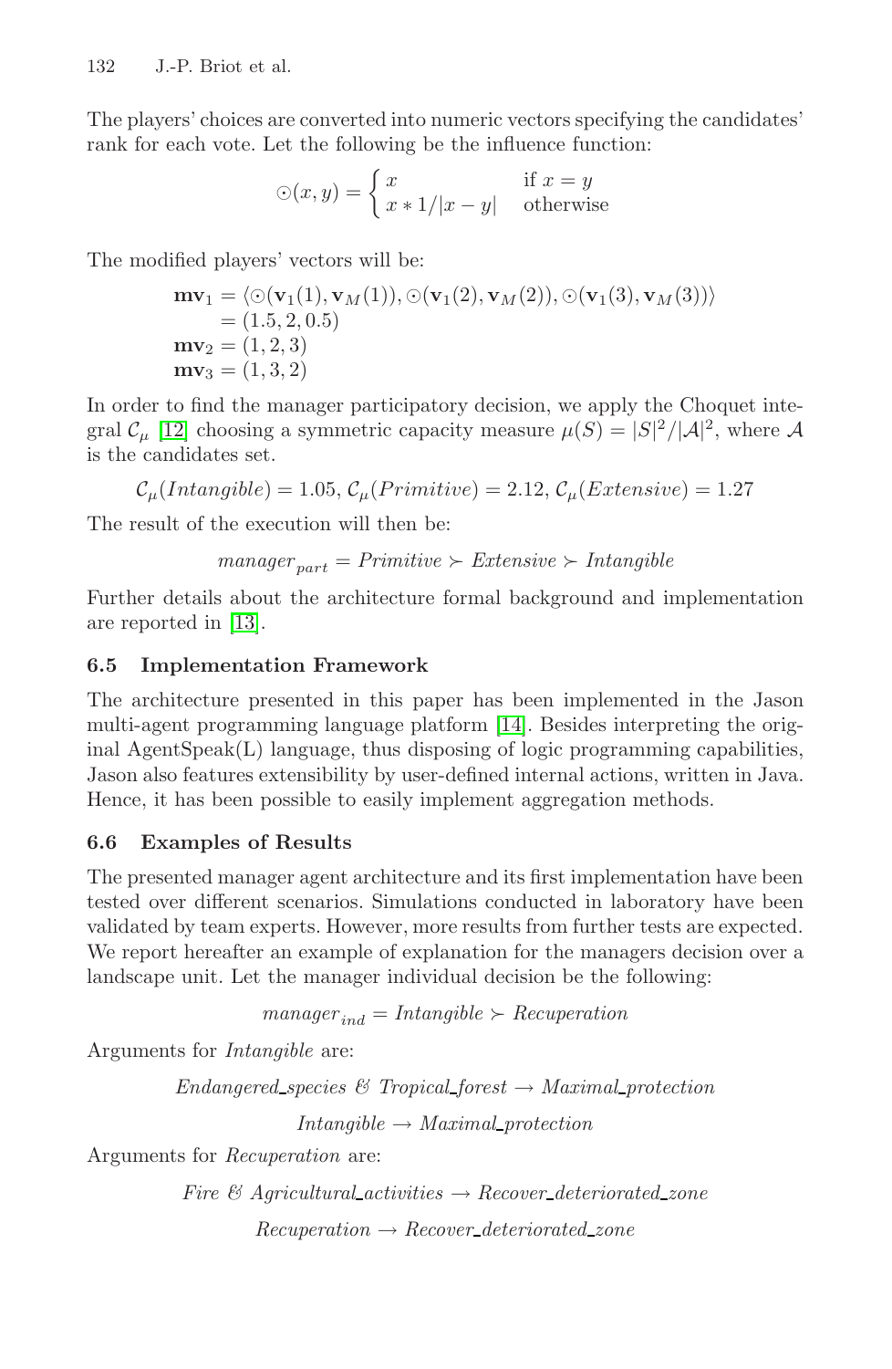The players' choices are converted into numeric vectors specifying the candidates' rank for each vote. Let the following be the influence function:

$$\odot(x, y) = \begin{cases} x & \text{if } x = y \\ x * 1/|x - y| & \text{otherwise} \end{cases}$$

The modified players' vectors will be:

$$\begin{aligned} \mathbf{mv}_1 &= \langle \odot(\mathbf{v}_1(1), \mathbf{v}_M(1)), \odot(\mathbf{v}_1(2), \mathbf{v}_M(2)), \odot(\mathbf{v}_1(3), \mathbf{v}_M(3)) \rangle \\ &= (1.5, 2, 0.5) \\ \mathbf{mv}_2 &= (1, 2, 3) \\ \mathbf{mv}_3 &= (1, 3, 2) \end{aligned}$$

In order to find the manager participatory decision, we apply the Choquet integral $\mathcal{C}_\mu$ [12] choosing a symmetric capacity measure $\mu(S) = |S|^2/|\mathcal{A}|^2$, where $\mathcal{A}$ is the candidates set.

$$\mathcal{C}_\mu(Intangible) = 1.05, \mathcal{C}_\mu(Primitive) = 2.12, \mathcal{C}_\mu(Extensive) = 1.27$$

The result of the execution will then be:

$$manager_{part} = Primitive \succ Extensive \succ Intangible$$

Further details about the architecture formal background and implementation are reported in [13].

### 6.5 Implementation Framework

The architecture presented in this paper has been implemented in the Jason multi-agent programming language platform [14]. Besides interpreting the original AgentSpeak(L) language, thus disposing of logic programming capabilities, Jason also features extensibility by user-defined internal actions, written in Java. Hence, it has been possible to easily implement aggregation methods.

### 6.6 Examples of Results

The presented manager agent architecture and its first implementation have been tested over different scenarios. Simulations conducted in laboratory have been validated by team experts. However, more results from further tests are expected. We report hereafter an example of explanation for the managers decision over a landscape unit. Let the manager individual decision be the following:

$$manager_{ind} = Intangible \succ Recuperation$$

Arguments for *Intangible* are:

$$Endangered\_species \;\&\; Tropical\_forest \rightarrow Maximal\_protection$$

$$Intangible \rightarrow Maximal\_protection$$

Arguments for *Recuperation* are:

$$Fire \;\&\; Agricultural\_activities \rightarrow Recover\_deteriorated\_zone$$

$$Recuperation \rightarrow Recover\_deteriorated\_zone$$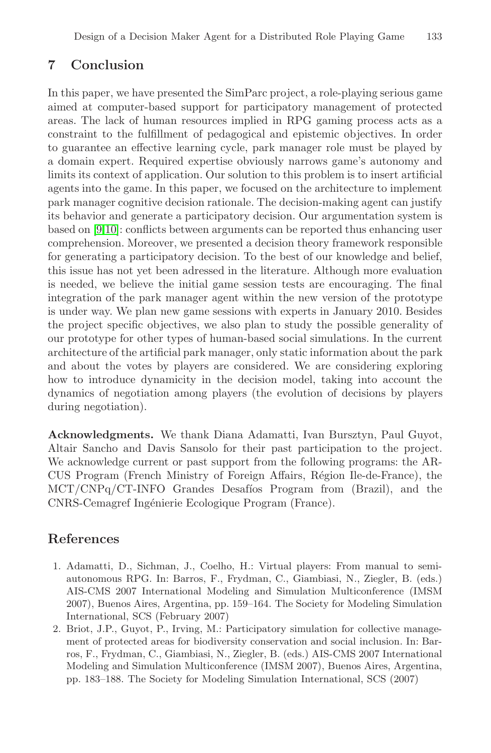## 7 Conclusion

In this paper, we have presented the SimParc project, a role-playing serious game aimed at computer-based support for participatory management of protected areas. The lack of human resources implied in RPG gaming process acts as a constraint to the fulfillment of pedagogical and epistemic objectives. In order to guarantee an effective learning cycle, park manager role must be played by a domain expert. Required expertise obviously narrows game's autonomy and limits its context of application. Our solution to this problem is to insert artificial agents into the game. In this paper, we focused on the architecture to implement park manager cognitive decision rationale. The decision-making agent can justify its behavior and generate a participatory decision. Our argumentation system is based on [9,10]: conflicts between arguments can be reported thus enhancing user comprehension. Moreover, we presented a decision theory framework responsible for generating a participatory decision. To the best of our knowledge and belief, this issue has not yet been adressed in the literature. Although more evaluation is needed, we believe the initial game session tests are encouraging. The final integration of the park manager agent within the new version of the prototype is under way. We plan new game sessions with experts in January 2010. Besides the project specific objectives, we also plan to study the possible generality of our prototype for other types of human-based social simulations. In the current architecture of the artificial park manager, only static information about the park and about the votes by players are considered. We are considering exploring how to introduce dynamicity in the decision model, taking into account the dynamics of negotiation among players (the evolution of decisions by players during negotiation).

**Acknowledgments.** We thank Diana Adamatti, Ivan Bursztyn, Paul Guyot, Altair Sancho and Davis Sansolo for their past participation to the project. We acknowledge current or past support from the following programs: the ARCUS Program (French Ministry of Foreign Affairs, Région Ile-de-France), the MCT/CNPq/CT-INFO Grandes Desafíos Program from (Brazil), and the CNRS-Cemagref Ingénierie Ecologique Program (France).

## References

1. Adamatti, D., Sichman, J., Coelho, H.: Virtual players: From manual to semi-autonomous RPG. In: Barros, F., Frydman, C., Giambiasi, N., Ziegler, B. (eds.) AIS-CMS 2007 International Modeling and Simulation Multiconference (IMSM 2007), Buenos Aires, Argentina, pp. 159–164. The Society for Modeling Simulation International, SCS (February 2007)
2. Briot, J.P., Guyot, P., Irving, M.: Participatory simulation for collective management of protected areas for biodiversity conservation and social inclusion. In: Barros, F., Frydman, C., Giambiasi, N., Ziegler, B. (eds.) AIS-CMS 2007 International Modeling and Simulation Multiconference (IMSM 2007), Buenos Aires, Argentina, pp. 183–188. The Society for Modeling Simulation International, SCS (2007)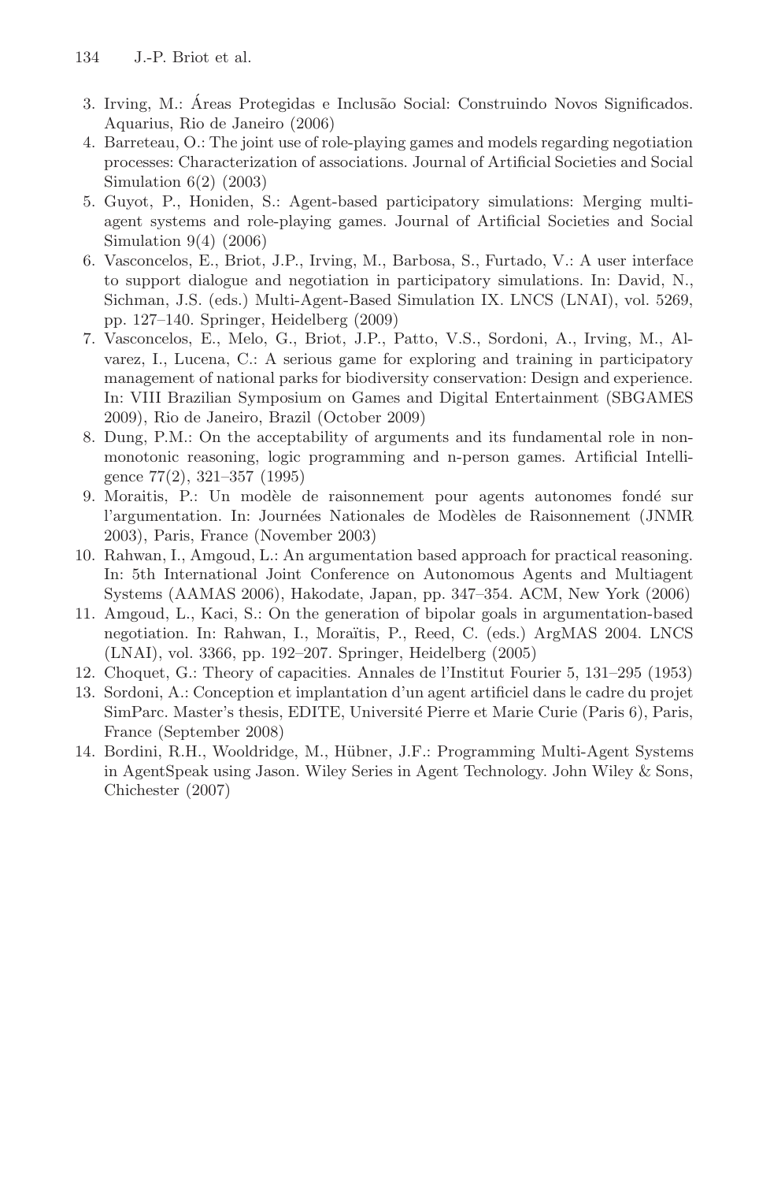3. Irving, M.: Áreas Protegidas e Inclusão Social: Construindo Novos Significados. Aquarius, Rio de Janeiro (2006)
4. Barreteau, O.: The joint use of role-playing games and models regarding negotiation processes: Characterization of associations. Journal of Artificial Societies and Social Simulation 6(2) (2003)
5. Guyot, P., Honiden, S.: Agent-based participatory simulations: Merging multi-agent systems and role-playing games. Journal of Artificial Societies and Social Simulation 9(4) (2006)
6. Vasconcelos, E., Briot, J.P., Irving, M., Barbosa, S., Furtado, V.: A user interface to support dialogue and negotiation in participatory simulations. In: David, N., Sichman, J.S. (eds.) Multi-Agent-Based Simulation IX. LNCS (LNAI), vol. 5269, pp. 127–140. Springer, Heidelberg (2009)
7. Vasconcelos, E., Melo, G., Briot, J.P., Patto, V.S., Sordoni, A., Irving, M., Alvarez, I., Lucena, C.: A serious game for exploring and training in participatory management of national parks for biodiversity conservation: Design and experience. In: VIII Brazilian Symposium on Games and Digital Entertainment (SBGAMES 2009), Rio de Janeiro, Brazil (October 2009)
8. Dung, P.M.: On the acceptability of arguments and its fundamental role in non-monotonic reasoning, logic programming and n-person games. Artificial Intelligence 77(2), 321–357 (1995)
9. Moraitis, P.: Un modèle de raisonnement pour agents autonomes fondé sur l'argumentation. In: Journées Nationales de Modèles de Raisonnement (JNMR 2003), Paris, France (November 2003)
10. Rahwan, I., Amgoud, L.: An argumentation based approach for practical reasoning. In: 5th International Joint Conference on Autonomous Agents and Multiagent Systems (AAMAS 2006), Hakodate, Japan, pp. 347–354. ACM, New York (2006)
11. Amgoud, L., Kaci, S.: On the generation of bipolar goals in argumentation-based negotiation. In: Rahwan, I., Moraïtis, P., Reed, C. (eds.) ArgMAS 2004. LNCS (LNAI), vol. 3366, pp. 192–207. Springer, Heidelberg (2005)
12. Choquet, G.: Theory of capacities. Annales de l'Institut Fourier 5, 131–295 (1953)
13. Sordoni, A.: Conception et implantation d'un agent artificiel dans le cadre du projet SimParc. Master's thesis, EDITE, Université Pierre et Marie Curie (Paris 6), Paris, France (September 2008)
14. Bordini, R.H., Wooldridge, M., Hübner, J.F.: Programming Multi-Agent Systems in AgentSpeak using Jason. Wiley Series in Agent Technology. John Wiley & Sons, Chichester (2007)